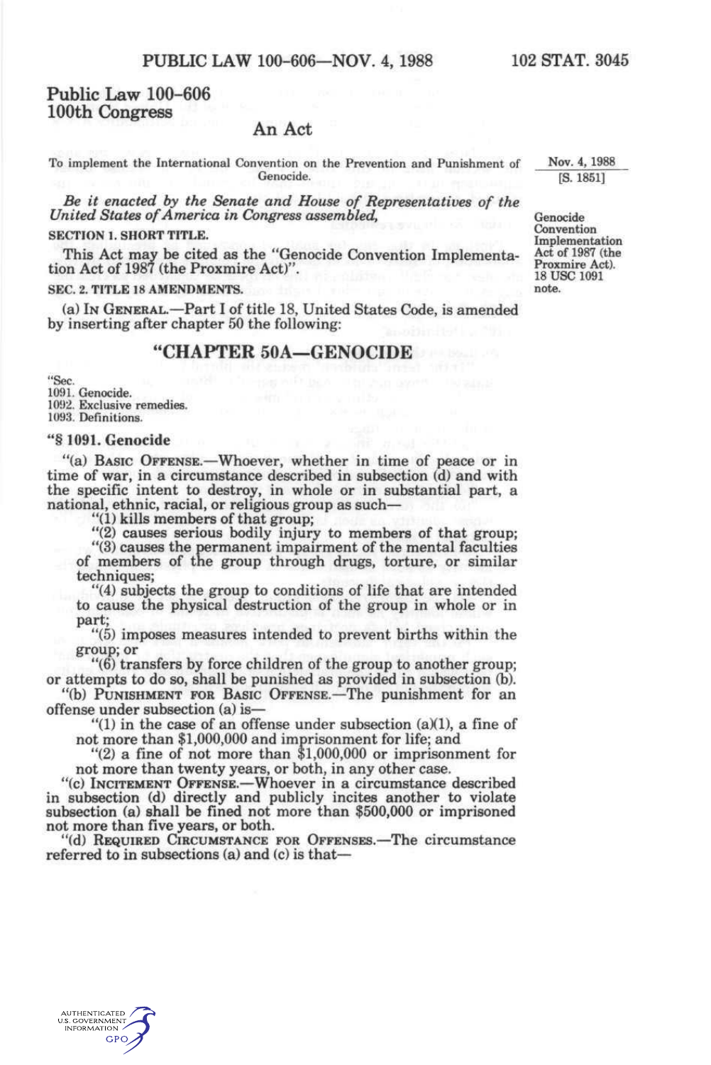# Public Law 100-606
## 100th Congress

## An Act

To implement the International Convention on the Prevention and Punishment of Genocide.

Nov. 4, 1988
[S. 1851]

*Be it enacted by the Senate and House of Representatives of the United States of America in Congress assembled,*

Genocide Convention Implementation Act of 1987 (the Proxmire Act).
18 USC 1091 note.

**SECTION 1. SHORT TITLE.**

This Act may be cited as the "Genocide Convention Implementation Act of 1987 (the Proxmire Act)".

**SEC. 2. TITLE 18 AMENDMENTS.**

(a) IN GENERAL.—Part I of title 18, United States Code, is amended by inserting after chapter 50 the following:

## "CHAPTER 50A—GENOCIDE

"Sec.
1091. Genocide.
1092. Exclusive remedies.
1093. Definitions.

### "§ 1091. Genocide

"(a) BASIC OFFENSE.—Whoever, whether in time of peace or in time of war, in a circumstance described in subsection (d) and with the specific intent to destroy, in whole or in substantial part, a national, ethnic, racial, or religious group as such—

"(1) kills members of that group;

"(2) causes serious bodily injury to members of that group;

"(3) causes the permanent impairment of the mental faculties of members of the group through drugs, torture, or similar techniques;

"(4) subjects the group to conditions of life that are intended to cause the physical destruction of the group in whole or in part;

"(5) imposes measures intended to prevent births within the group; or

"(6) transfers by force children of the group to another group;

or attempts to do so, shall be punished as provided in subsection (b).

"(b) PUNISHMENT FOR BASIC OFFENSE.—The punishment for an offense under subsection (a) is—

"(1) in the case of an offense under subsection (a)(1), a fine of not more than $1,000,000 and imprisonment for life; and

"(2) a fine of not more than $1,000,000 or imprisonment for not more than twenty years, or both, in any other case.

"(c) INCITEMENT OFFENSE.—Whoever in a circumstance described in subsection (d) directly and publicly incites another to violate subsection (a) shall be fined not more than $500,000 or imprisoned not more than five years, or both.

"(d) REQUIRED CIRCUMSTANCE FOR OFFENSES.—The circumstance referred to in subsections (a) and (c) is that—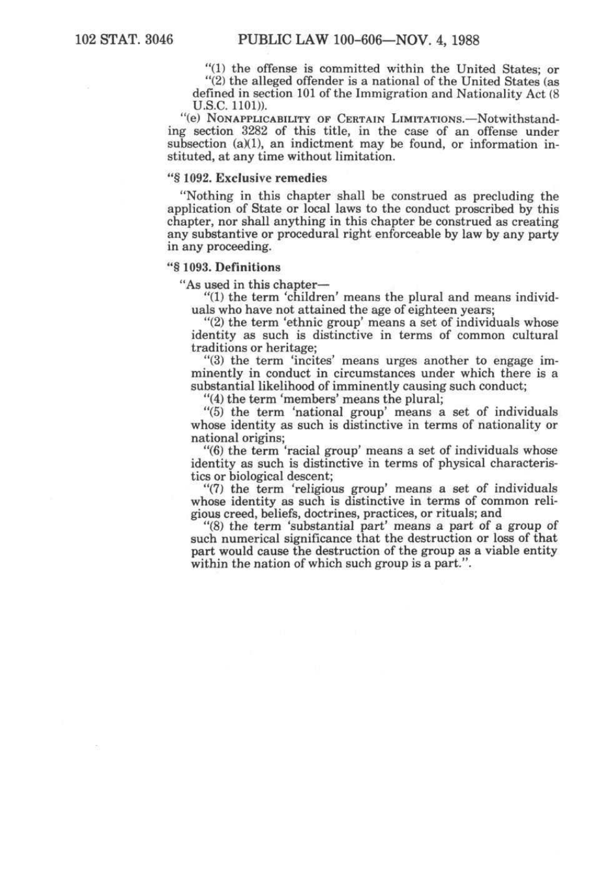"(1) the offense is committed within the United States; or

"(2) the alleged offender is a national of the United States (as defined in section 101 of the Immigration and Nationality Act (8 U.S.C. 1101)).

"(e) NONAPPLICABILITY OF CERTAIN LIMITATIONS.—Notwithstanding section 3282 of this title, in the case of an offense under subsection (a)(1), an indictment may be found, or information instituted, at any time without limitation.

**"§ 1092. Exclusive remedies**

"Nothing in this chapter shall be construed as precluding the application of State or local laws to the conduct proscribed by this chapter, nor shall anything in this chapter be construed as creating any substantive or procedural right enforceable by law by any party in any proceeding.

**"§ 1093. Definitions**

"As used in this chapter—

"(1) the term 'children' means the plural and means individuals who have not attained the age of eighteen years;

"(2) the term 'ethnic group' means a set of individuals whose identity as such is distinctive in terms of common cultural traditions or heritage;

"(3) the term 'incites' means urges another to engage imminently in conduct in circumstances under which there is a substantial likelihood of imminently causing such conduct;

"(4) the term 'members' means the plural;

"(5) the term 'national group' means a set of individuals whose identity as such is distinctive in terms of nationality or national origins;

"(6) the term 'racial group' means a set of individuals whose identity as such is distinctive in terms of physical characteristics or biological descent;

"(7) the term 'religious group' means a set of individuals whose identity as such is distinctive in terms of common religious creed, beliefs, doctrines, practices, or rituals; and

"(8) the term 'substantial part' means a part of a group of such numerical significance that the destruction or loss of that part would cause the destruction of the group as a viable entity within the nation of which such group is a part.".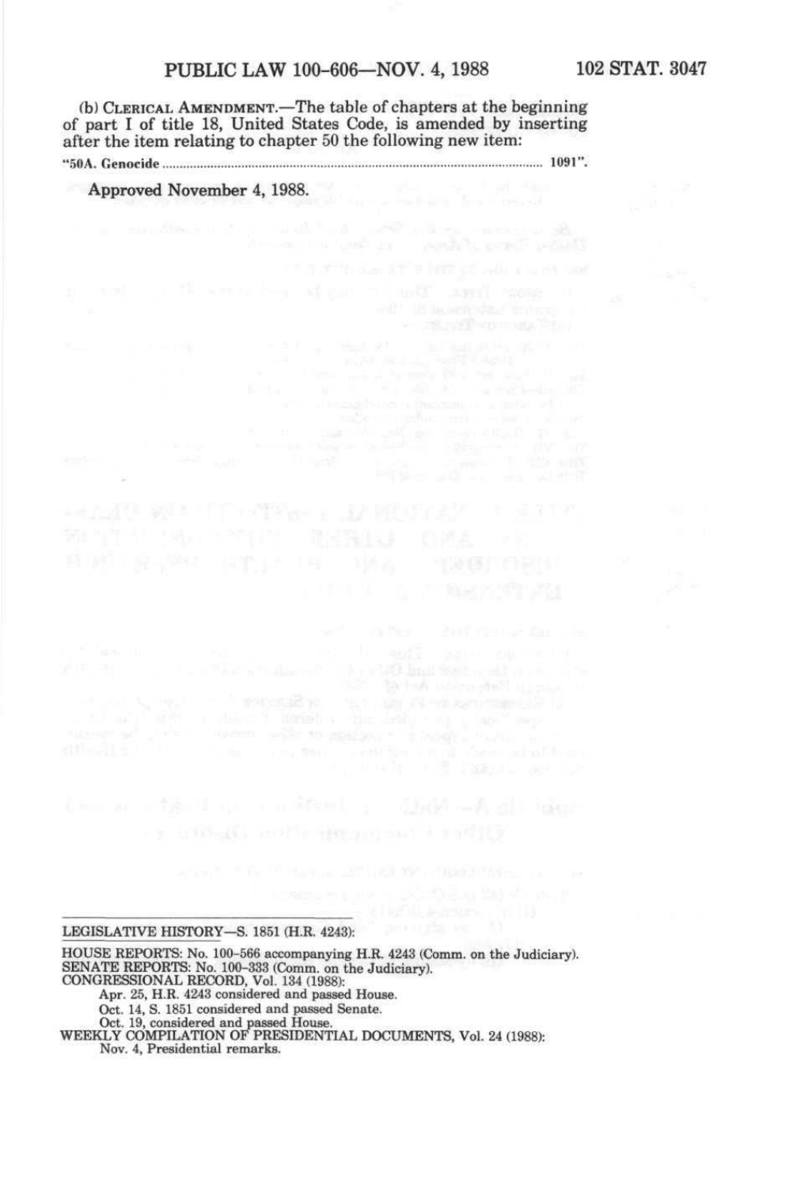(b) CLERICAL AMENDMENT.—The table of chapters at the beginning of part I of title 18, United States Code, is amended by inserting after the item relating to chapter 50 the following new item:

"50A. Genocide .......... 1091".

Approved November 4, 1988.

---

LEGISLATIVE HISTORY—S. 1851 (H.R. 4243):

HOUSE REPORTS: No. 100-566 accompanying H.R. 4243 (Comm. on the Judiciary).
SENATE REPORTS: No. 100-333 (Comm. on the Judiciary).
CONGRESSIONAL RECORD, Vol. 134 (1988):
- Apr. 25, H.R. 4243 considered and passed House.
- Oct. 14, S. 1851 considered and passed Senate.
- Oct. 19, considered and passed House.

WEEKLY COMPILATION OF PRESIDENTIAL DOCUMENTS, Vol. 24 (1988):
- Nov. 4, Presidential remarks.